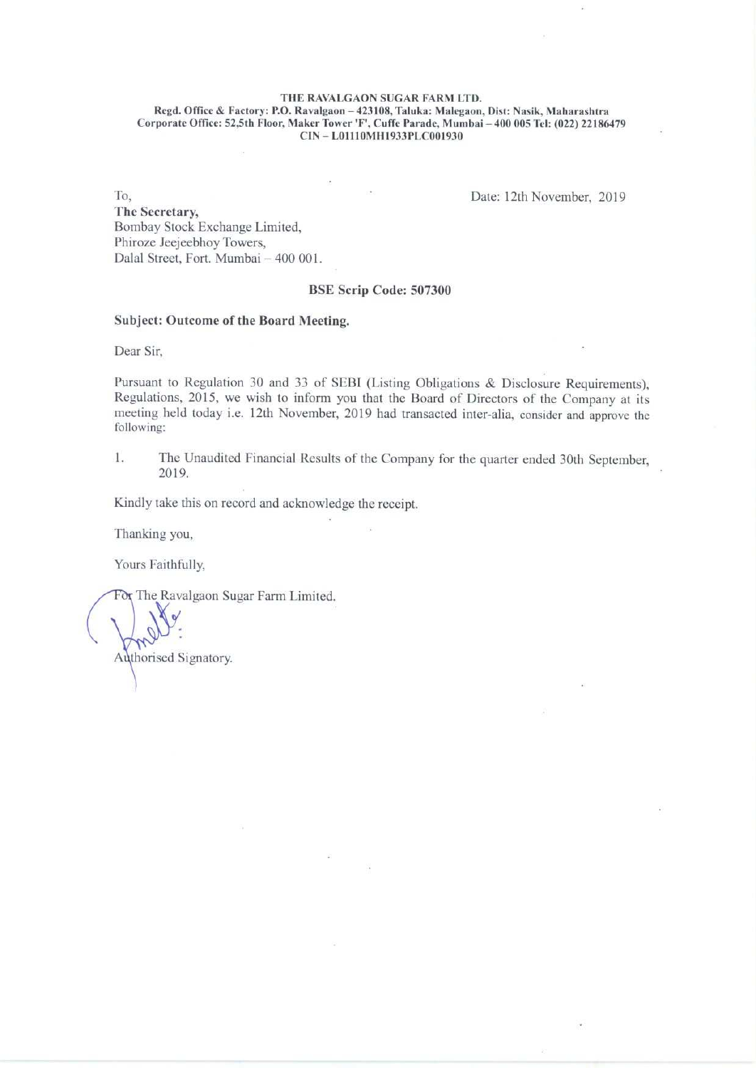**THE RAVALGAON SUGAR FARM LTD.**
**Regd. Office & Factory: P.O. Ravalgaon – 423108, Taluka: Malegaon, Dist: Nasik, Maharashtra**
**Corporate Office: 52,5th Floor, Maker Tower 'F', Cuffe Parade, Mumbai – 400 005 Tel: (022) 22186479**
**CIN – L01110MH1933PLC001930**

To,
**The Secretary,**
Bombay Stock Exchange Limited,
Phiroze Jeejeebhoy Towers,
Dalal Street, Fort. Mumbai – 400 001.

Date: 12th November, 2019

**BSE Scrip Code: 507300**

**Subject: Outcome of the Board Meeting.**

Dear Sir,

Pursuant to Regulation 30 and 33 of SEBI (Listing Obligations & Disclosure Requirements), Regulations, 2015, we wish to inform you that the Board of Directors of the Company at its meeting held today i.e. 12th November, 2019 had transacted inter-alia, consider and approve the following:

1. The Unaudited Financial Results of the Company for the quarter ended 30th September, 2019.

Kindly take this on record and acknowledge the receipt.

Thanking you,

Yours Faithfully,

For The Ravalgaon Sugar Farm Limited.

Authorised Signatory.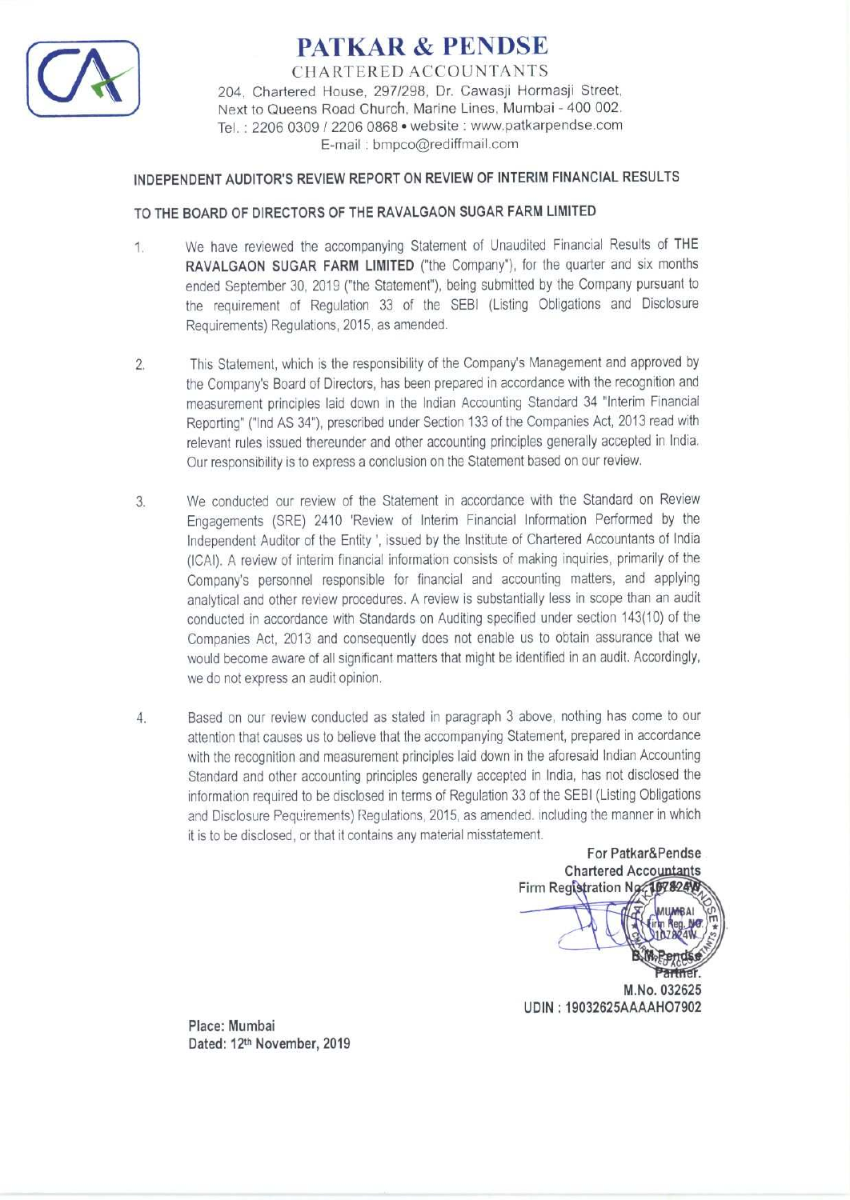# PATKAR & PENDSE

CHARTERED ACCOUNTANTS

204, Chartered House, 297/298, Dr. Cawasji Hormasji Street,
Next to Queens Road Church, Marine Lines, Mumbai - 400 002.
Tel. : 2206 0309 / 2206 0868 • website : www.patkarpendse.com
E-mail : bmpco@rediffmail.com

## INDEPENDENT AUDITOR'S REVIEW REPORT ON REVIEW OF INTERIM FINANCIAL RESULTS

## TO THE BOARD OF DIRECTORS OF THE RAVALGAON SUGAR FARM LIMITED

1. We have reviewed the accompanying Statement of Unaudited Financial Results of **THE RAVALGAON SUGAR FARM LIMITED** ("the Company"), for the quarter and six months ended September 30, 2019 ("the Statement"), being submitted by the Company pursuant to the requirement of Regulation 33 of the SEBI (Listing Obligations and Disclosure Requirements) Regulations, 2015, as amended.

2. This Statement, which is the responsibility of the Company's Management and approved by the Company's Board of Directors, has been prepared in accordance with the recognition and measurement principles laid down in the Indian Accounting Standard 34 "Interim Financial Reporting" ("Ind AS 34"), prescribed under Section 133 of the Companies Act, 2013 read with relevant rules issued thereunder and other accounting principles generally accepted in India. Our responsibility is to express a conclusion on the Statement based on our review.

3. We conducted our review of the Statement in accordance with the Standard on Review Engagements (SRE) 2410 'Review of Interim Financial Information Performed by the Independent Auditor of the Entity ', issued by the Institute of Chartered Accountants of India (ICAI). A review of interim financial information consists of making inquiries, primarily of the Company's personnel responsible for financial and accounting matters, and applying analytical and other review procedures. A review is substantially less in scope than an audit conducted in accordance with Standards on Auditing specified under section 143(10) of the Companies Act, 2013 and consequently does not enable us to obtain assurance that we would become aware of all significant matters that might be identified in an audit. Accordingly, we do not express an audit opinion.

4. Based on our review conducted as stated in paragraph 3 above, nothing has come to our attention that causes us to believe that the accompanying Statement, prepared in accordance with the recognition and measurement principles laid down in the aforesaid Indian Accounting Standard and other accounting principles generally accepted in India, has not disclosed the information required to be disclosed in terms of Regulation 33 of the SEBI (Listing Obligations and Disclosure Requirements) Regulations, 2015, as amended, including the manner in which it is to be disclosed, or that it contains any material misstatement.

**For Patkar&Pendse**
**Chartered Accountants**
**Firm Registration No. 107824W**

**B.M.Pendse**
**Partner.**
**M.No. 032625**
**UDIN : 19032625AAAAHO7902**

**Place: Mumbai**
**Dated: 12th November, 2019**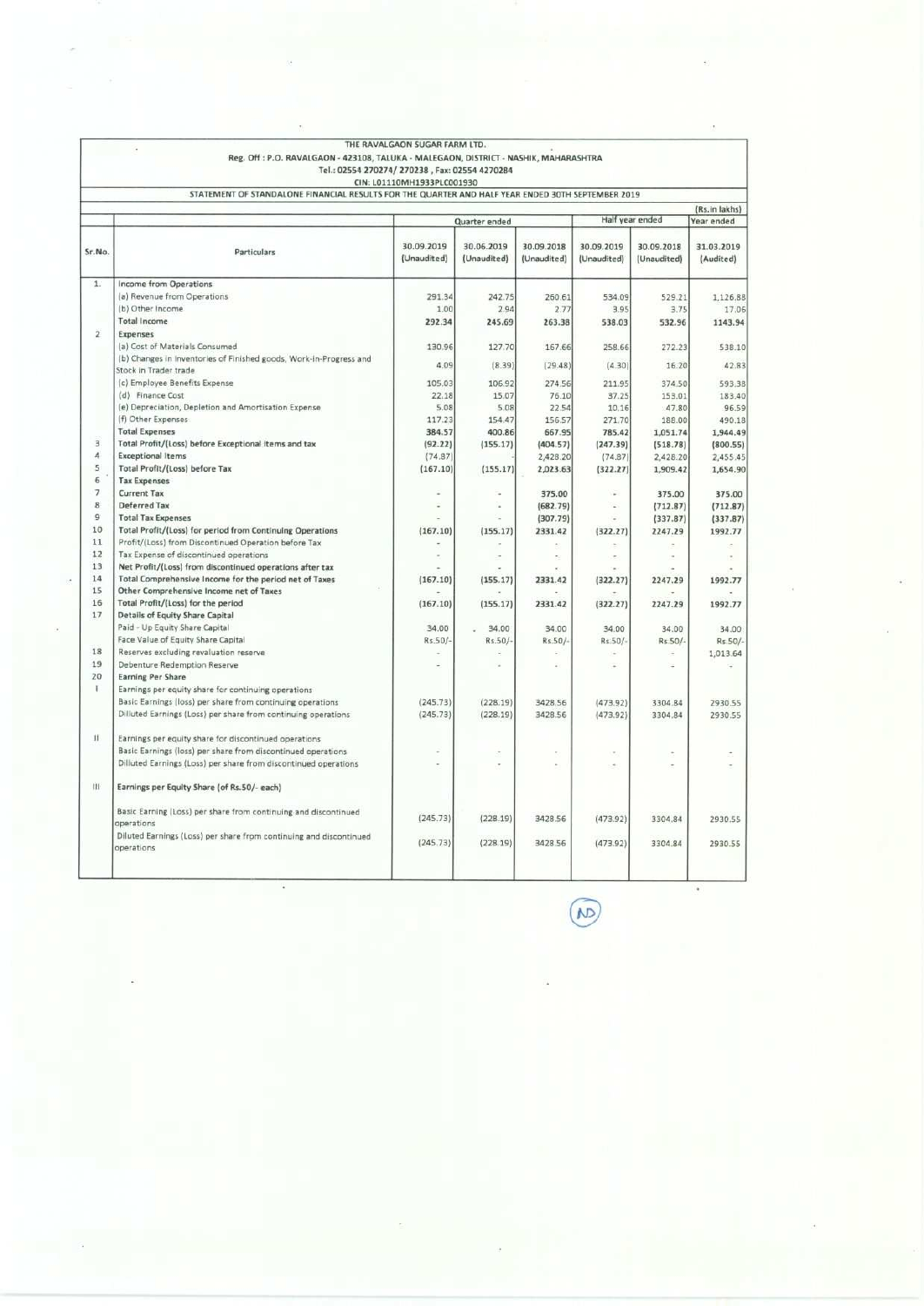THE RAVALGAON SUGAR FARM LTD.

Reg. Off : P.O. RAVALGAON - 423108, TALUKA - MALEGAON, DISTRICT - NASHIK, MAHARASHTRA

Tel.: 02554 270274/ 270238 , Fax: 02554 4270284

CIN: L01110MH1933PLC001930

STATEMENT OF STANDALONE FINANCIAL RESULTS FOR THE QUARTER AND HALF YEAR ENDED 30TH SEPTEMBER 2019

(Rs.in lakhs)

| Sr.No. | Particulars | Quarter ended | | | Half year ended | | Year ended |
|---|---|---|---|---|---|---|---|
| | | 30.09.2019 (Unaudited) | 30.06.2019 (Unaudited) | 30.09.2018 (Unaudited) | 30.09.2019 (Unaudited) | 30.09.2018 (Unaudited) | 31.03.2019 (Audited) |
| 1. | **Income from Operations** | | | | | | |
| | (a) Revenue from Operations | 291.34 | 242.75 | 260.61 | 534.09 | 529.21 | 1,126.88 |
| | (b) Other Income | 1.00 | 2.94 | 2.77 | 3.95 | 3.75 | 17.06 |
| | **Total Income** | **292.34** | **245.69** | **263.38** | **538.03** | **532.96** | **1143.94** |
| 2 | **Expenses** | | | | | | |
| | (a) Cost of Materials Consumed | 130.96 | 127.70 | 167.66 | 258.66 | 272.23 | 538.10 |
| | (b) Changes in inventories of Finished goods, Work-in-Progress and Stock in Trader trade | 4.09 | (8.39) | (29.48) | (4.30) | 16.20 | 42.83 |
| | (c) Employee Benefits Expense | 105.03 | 106.92 | 274.56 | 211.95 | 374.50 | 593.38 |
| | (d) Finance Cost | 22.18 | 15.07 | 76.10 | 37.25 | 153.01 | 183.40 |
| | (e) Depreciation, Depletion and Amortisation Expense | 5.08 | 5.08 | 22.54 | 10.16 | 47.80 | 96.59 |
| | (f) Other Expenses | 117.23 | 154.47 | 156.57 | 271.70 | 188.00 | 490.18 |
| | **Total Expenses** | **384.57** | **400.86** | **667.95** | **785.42** | **1,051.74** | **1,944.49** |
| 3 | **Total Profit/(Loss) before Exceptional items and tax** | **(92.22)** | **(155.17)** | **(404.57)** | **(247.39)** | **(518.78)** | **(800.55)** |
| 4 | **Exceptional Items** | (74.87) | | 2,428.20 | (74.87) | 2,428.20 | 2,455.45 |
| 5 | **Total Profit/(Loss) before Tax** | **(167.10)** | **(155.17)** | **2,023.63** | **(322.27)** | **1,909.42** | **1,654.90** |
| 6 | **Tax Expenses** | | | | | | |
| 7 | **Current Tax** | - | - | **375.00** | - | **375.00** | **375.00** |
| 8 | **Deferred Tax** | - | - | **(682.79)** | - | **(712.87)** | **(712.87)** |
| 9 | **Total Tax Expenses** | - | - | **(307.79)** | - | **(337.87)** | **(337.87)** |
| 10 | **Total Profit/(Loss) for period from Continuing Operations** | **(167.10)** | **(155.17)** | **2331.42** | **(322.27)** | **2247.29** | **1992.77** |
| 11 | Profit/(Loss) from Discontinued Operation before Tax | - | - | - | - | - | - |
| 12 | Tax Expense of discontinued operations | - | - | - | - | - | - |
| 13 | **Net Profit/(Loss) from discontinued operations after tax** | - | - | - | - | - | - |
| 14 | **Total Comprehensive Income for the period net of Taxes** | **(167.10)** | **(155.17)** | **2331.42** | **(322.27)** | **2247.29** | **1992.77** |
| 15 | **Other Comprehensive Income net of Taxes** | - | - | - | - | - | - |
| 16 | **Total Profit/(Loss) for the period** | **(167.10)** | **(155.17)** | **2331.42** | **(322.27)** | **2247.29** | **1992.77** |
| 17 | **Details of Equity Share Capital** | | | | | | |
| | Paid - Up Equity Share Capital | 34.00 | 34.00 | 34.00 | 34.00 | 34.00 | 34.00 |
| | Face Value of Equity Share Capital | Rs.50/- | Rs.50/- | Rs.50/- | Rs.50/- | Rs.50/- | Rs.50/- |
| 18 | Reserves excluding revaluation reserve | - | - | - | - | - | 1,013.64 |
| 19 | Debenture Redemption Reserve | - | - | - | - | - | - |
| 20 | **Earning Per Share** | | | | | | |
| I | Earnings per equity share for continuing operations | | | | | | |
| | Basic Earnings (loss) per share from continuing operations | (245.73) | (228.19) | 3428.56 | (473.92) | 3304.84 | 2930.55 |
| | Diluted Earnings (Loss) per share from continuing operations | (245.73) | (228.19) | 3428.56 | (473.92) | 3304.84 | 2930.55 |
| II | Earnings per equity share for discontinued operations | | | | | | |
| | Basic Earnings (loss) per share from discontinued operations | - | - | - | - | - | - |
| | Diluted Earnings (Loss) per share from discontinued operations | - | - | - | - | - | - |
| III | **Earnings per Equity Share (of Rs.50/- each)** | | | | | | |
| | Basic Earning (Loss) per share from continuing and discontinued operations | (245.73) | (228.19) | 3428.56 | (473.92) | 3304.84 | 2930.55 |
| | Diluted Earnings (Loss) per share from continuing and discontinued operations | (245.73) | (228.19) | 3428.56 | (473.92) | 3304.84 | 2930.55 |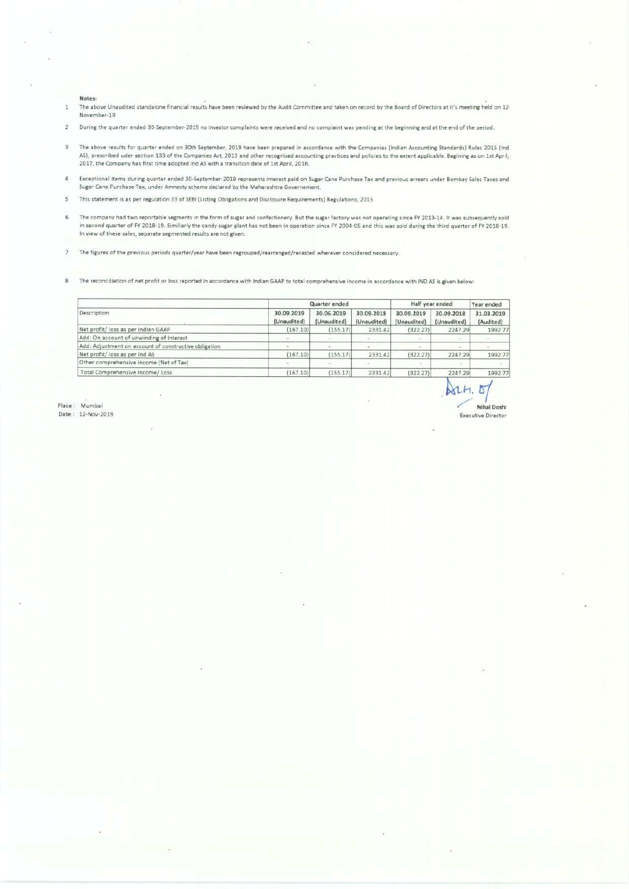**Notes:**

1. The above Unaudited standalone financial results have been reviewed by the Audit Committee and taken on record by the Board of Directors at it's meeting held on 12 November-19

2. During the quarter ended 30-September-2019 no investor complaints were received and no complaint was pending at the beginning end at the end of the period.

3. The above results for quarter ended on 30th September, 2019 have been prepared in accordance with the Companies (Indian Accounting Standards) Rules 2015 (Ind AS), prescribed uder section 133 of the Companies Act, 2013 and other recognised accounting practices and policies to the extent applicable. Begining as on 1st April, 2017, the Company has first time adopted Ind AS with a transition date of 1st April, 2016.

4. Exceptional items during quarter ended 30-September-2019 represents interest paid on Sugar Cane Purchase Tax and previous arrears under Bombay Sales Taxes and Sugar Cane Purchase Tax, under Amnesty scheme declared by the Maharashtra Governement.

5. This statement is as per regulation 33 of SEBI (Listing Obligations and Disclosure Requirements) Regulations, 2015

6. The company had two reportable segments in the form of sugar and confectionery. But the sugar factory was not operating since FY 2013-14. It was subsequently sold in second quarter of FY 2018-19. Similiarly the candy sugar plant has not been in operation since FY 2004-05 and this was sold during the third quarter of FY 2018-19. In view of these sales, separate segmented results are not given.

7. The figures of the previous periods quarter/year have been regrouped/rearranged/recasted wherever considered necessary.

8. The reconciliation of net profit or loss reported in accordance with Indian GAAP to total comprehensive income in accordance with IND AS is given below:

| Description | Quarter ended | | | Half year ended | | Year ended |
|---|---|---|---|---|---|---|
| | 30.09.2019 (Unaudited) | 30.06.2019 (Unaudited) | 30.09.2018 (Unaudited) | 30.09.2019 (Unaudited) | 30.09.2018 (Unaudited) | 31.03.2019 (Audited) |
| Net profit/ loss as per Indian GAAP | (167.10) | (155.17) | 2331.42 | (322.27) | 2247.29 | 1992.77 |
| Add: On account of unwinding of Interest | - | - | - | - | - | - |
| Add: Adjustment on account of constructive obligation | - | - | - | - | - | - |
| Net profit/ loss as per Ind AS | (167.10) | (155.17) | 2331.42 | (322.27) | 2247.29 | 1992.77 |
| Other comprehensive income (Net of Tax) | - | - | - | - | - | - |
| Total Comprehensive Income/ Loss | (167.10) | (155.17) | 2331.42 | (322.27) | 2247.29 | 1992.77 |

Place : Mumbai
Date : 12-Nov-2019

**Nihal Doshi**
Executive Director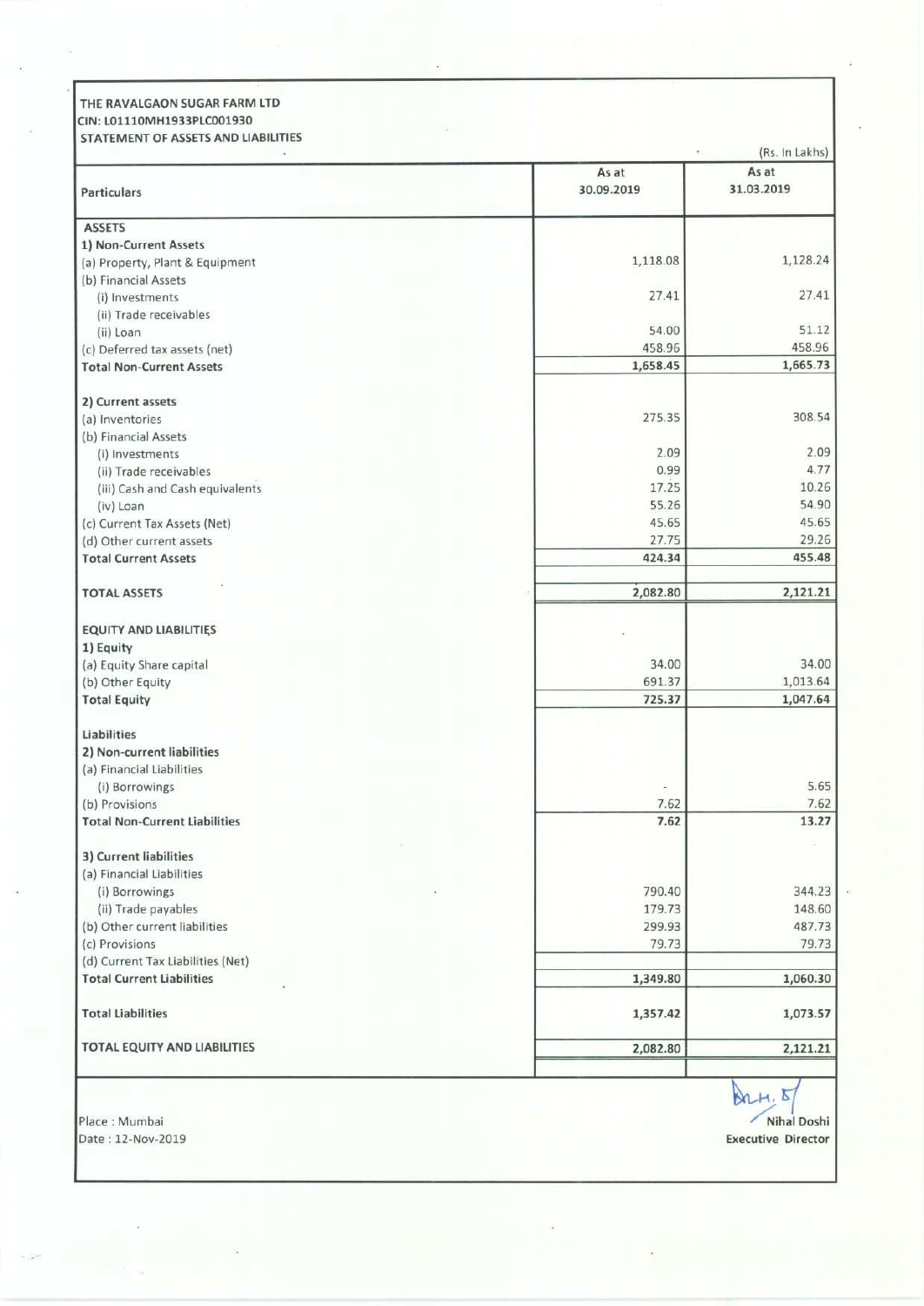THE RAVALGAON SUGAR FARM LTD
CIN: L01110MH1933PLC001930
STATEMENT OF ASSETS AND LIABILITIES

(Rs. In Lakhs)

| Particulars | As at 30.09.2019 | As at 31.03.2019 |
|---|---|---|
| **ASSETS** | | |
| **1) Non-Current Assets** | | |
| (a) Property, Plant & Equipment | 1,118.08 | 1,128.24 |
| (b) Financial Assets | | |
| (i) Investments | 27.41 | 27.41 |
| (ii) Trade receivables | | |
| (ii) Loan | 54.00 | 51.12 |
| (c) Deferred tax assets (net) | 458.96 | 458.96 |
| **Total Non-Current Assets** | **1,658.45** | **1,665.73** |
| **2) Current assets** | | |
| (a) Inventories | 275.35 | 308.54 |
| (b) Financial Assets | | |
| (i) Investments | 2.09 | 2.09 |
| (ii) Trade receivables | 0.99 | 4.77 |
| (iii) Cash and Cash equivalents | 17.25 | 10.26 |
| (iv) Loan | 55.26 | 54.90 |
| (c) Current Tax Assets (Net) | 45.65 | 45.65 |
| (d) Other current assets | 27.75 | 29.26 |
| **Total Current Assets** | **424.34** | **455.48** |
| **TOTAL ASSETS** | **2,082.80** | **2,121.21** |
| **EQUITY AND LIABILITIES** | | |
| **1) Equity** | | |
| (a) Equity Share capital | 34.00 | 34.00 |
| (b) Other Equity | 691.37 | 1,013.64 |
| **Total Equity** | **725.37** | **1,047.64** |
| **Liabilities** | | |
| **2) Non-current liabilities** | | |
| (a) Financial Liabilities | | |
| (i) Borrowings | - | 5.65 |
| (b) Provisions | 7.62 | 7.62 |
| **Total Non-Current Liabilities** | **7.62** | **13.27** |
| **3) Current liabilities** | | |
| (a) Financial Liabilities | | |
| (i) Borrowings | 790.40 | 344.23 |
| (ii) Trade payables | 179.73 | 148.60 |
| (b) Other current liabilities | 299.93 | 487.73 |
| (c) Provisions | 79.73 | 79.73 |
| (d) Current Tax Liabilities (Net) | | |
| **Total Current Liabilities** | **1,349.80** | **1,060.30** |
| **Total Liabilities** | **1,357.42** | **1,073.57** |
| **TOTAL EQUITY AND LIABILITIES** | **2,082.80** | **2,121.21** |

Place : Mumbai
Date : 12-Nov-2019

Nihal Doshi
**Executive Director**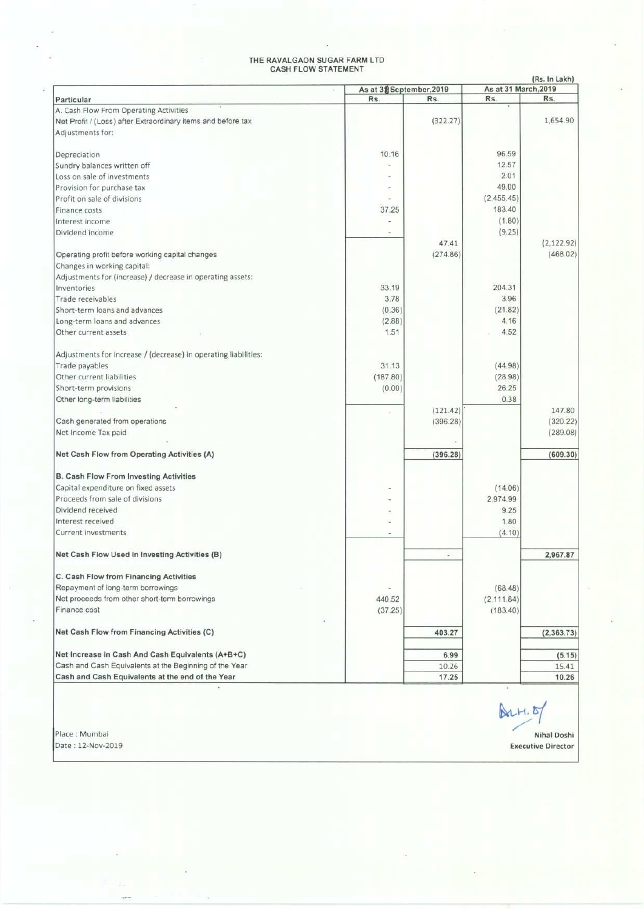THE RAVALGAON SUGAR FARM LTD
CASH FLOW STATEMENT

(Rs. In Lakh)

| Particular | As at 30 September,2019 | | As at 31 March,2019 | |
|---|---|---|---|---|
| | Rs. | Rs. | Rs. | Rs. |
| A. Cash Flow From Operating Activities | | | | |
| Net Profit / (Loss) after Extraordinary items and before tax | | (322.27) | | 1,654.90 |
| Adjustments for: | | | | |
| Depreciation | 10.16 | | 96.59 | |
| Sundry balances written off | - | | 12.57 | |
| Loss on sale of investments | - | | 2.01 | |
| Provision for purchase tax | - | | 49.00 | |
| Profit on sale of divisions | - | | (2,455.45) | |
| Finance costs | 37.25 | | 183.40 | |
| Interest income | - | | (1.80) | |
| Dividend income | - | | (9.25) | |
| | | 47.41 | | (2,122.92) |
| Operating profit before working capital changes | | (274.86) | | (468.02) |
| Changes in working capital: | | | | |
| Adjustments for (increase) / decrease in operating assets: | | | | |
| Inventories | 33.19 | | 204.31 | |
| Trade receivables | 3.78 | | 3.96 | |
| Short-term loans and advances | (0.36) | | (21.82) | |
| Long-term loans and advances | (2.88) | | 4.16 | |
| Other current assets | 1.51 | | 4.52 | |
| Adjustments for increase / (decrease) in operating liabilities: | | | | |
| Trade payables | 31.13 | | (44.98) | |
| Other current liabilities | (187.80) | | (28.98) | |
| Short-term provisions | (0.00) | | 26.25 | |
| Other long-term liabilities | | | 0.38 | |
| | | (121.42) | | 147.80 |
| Cash generated from operations | | (396.28) | | (320.22) |
| Net Income Tax paid | | - | | (289.08) |
| **Net Cash Flow from Operating Activities (A)** | | **(396.28)** | | **(609.30)** |
| **B. Cash Flow From Investing Activities** | | | | |
| Capital expenditure on fixed assets | - | | (14.06) | |
| Proceeds from sale of divisions | - | | 2,974.99 | |
| Dividend received | - | | 9.25 | |
| Interest received | - | | 1.80 | |
| Current investments | - | | (4.10) | |
| **Net Cash Flow Used in Investing Activities (B)** | | - | | **2,967.87** |
| **C. Cash Flow from Financing Activities** | | | | |
| Repayment of long-term borrowings | - | | (68.48) | |
| Net proceeds from other short-term borrowings | 440.52 | | (2,111.84) | |
| Finance cost | (37.25) | | (183.40) | |
| **Net Cash Flow from Financing Activities (C)** | | **403.27** | | **(2,363.73)** |
| **Net Increase in Cash And Cash Equivalents (A+B+C)** | | **6.99** | | **(5.15)** |
| Cash and Cash Equivalents at the Beginning of the Year | | 10.26 | | 15.41 |
| **Cash and Cash Equivalents at the end of the Year** | | **17.25** | | **10.26** |

Place : Mumbai
Date : 12-Nov-2019

**Nihal Doshi**
**Executive Director**